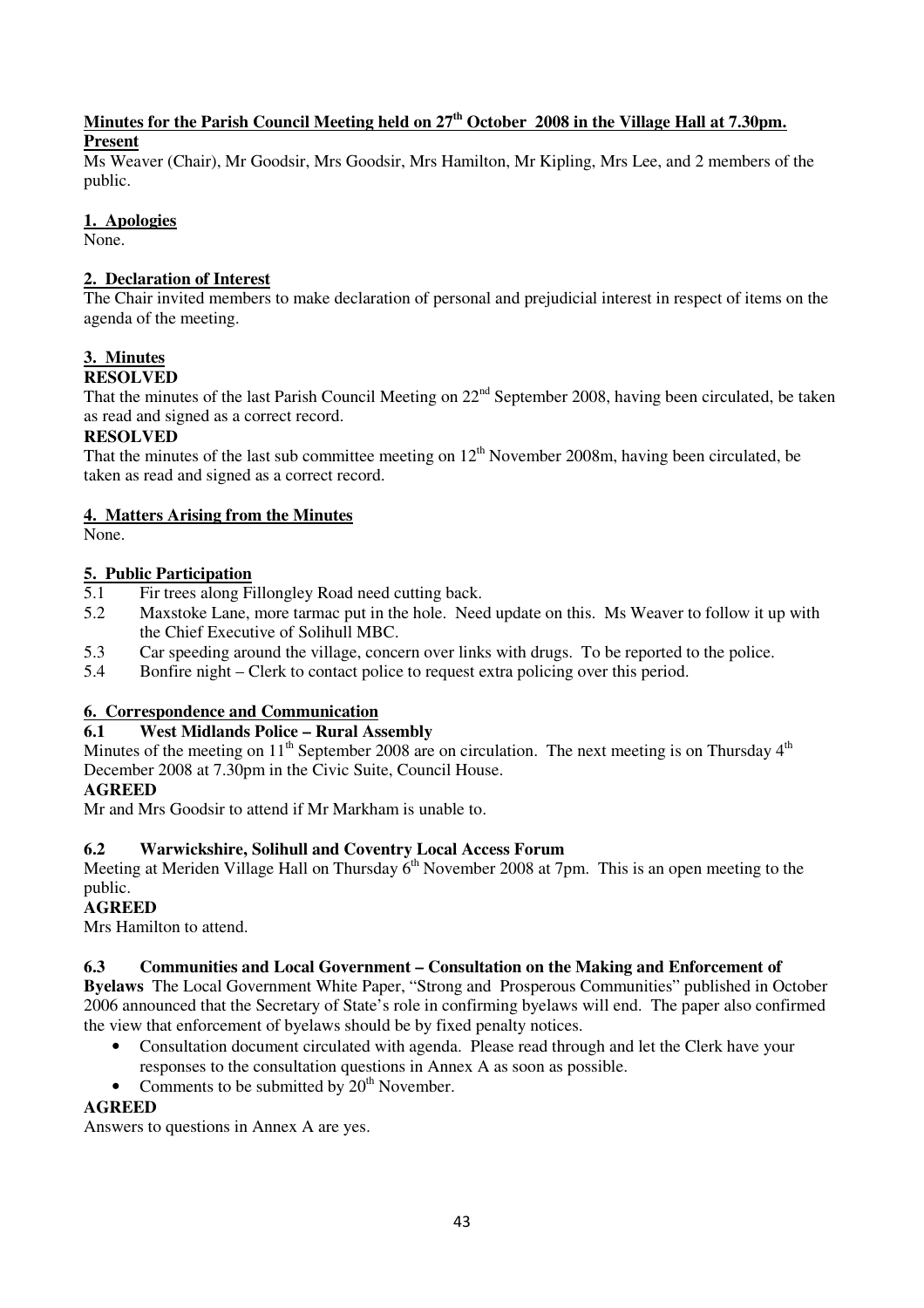**Minutes for the Parish Council Meeting held on 27th October 2008 in the Village Hall at 7.30pm.**

**Present**

Ms Weaver (Chair), Mr Goodsir, Mrs Goodsir, Mrs Hamilton, Mr Kipling, Mrs Lee, and 2 members of the public.

**1. Apologies**

None.

**2. Declaration of Interest**

The Chair invited members to make declaration of personal and prejudicial interest in respect of items on the agenda of the meeting.

**3. Minutes**

**RESOLVED**

That the minutes of the last Parish Council Meeting on 22nd September 2008, having been circulated, be taken as read and signed as a correct record.

**RESOLVED**

That the minutes of the last sub committee meeting on 12th November 2008m, having been circulated, be taken as read and signed as a correct record.

**4. Matters Arising from the Minutes**

None.

**5. Public Participation**

5.1 Fir trees along Fillongley Road need cutting back.

5.2 Maxstoke Lane, more tarmac put in the hole. Need update on this. Ms Weaver to follow it up with the Chief Executive of Solihull MBC.

5.3 Car speeding around the village, concern over links with drugs. To be reported to the police.

5.4 Bonfire night – Clerk to contact police to request extra policing over this period.

**6. Correspondence and Communication**

**6.1 West Midlands Police – Rural Assembly**

Minutes of the meeting on 11th September 2008 are on circulation. The next meeting is on Thursday 4th December 2008 at 7.30pm in the Civic Suite, Council House.

**AGREED**

Mr and Mrs Goodsir to attend if Mr Markham is unable to.

**6.2 Warwickshire, Solihull and Coventry Local Access Forum**

Meeting at Meriden Village Hall on Thursday 6th November 2008 at 7pm. This is an open meeting to the public.

**AGREED**

Mrs Hamilton to attend.

**6.3 Communities and Local Government – Consultation on the Making and Enforcement of Byelaws** The Local Government White Paper, "Strong and Prosperous Communities" published in October 2006 announced that the Secretary of State's role in confirming byelaws will end. The paper also confirmed the view that enforcement of byelaws should be by fixed penalty notices.

- Consultation document circulated with agenda. Please read through and let the Clerk have your responses to the consultation questions in Annex A as soon as possible.
- Comments to be submitted by 20th November.

**AGREED**

Answers to questions in Annex A are yes.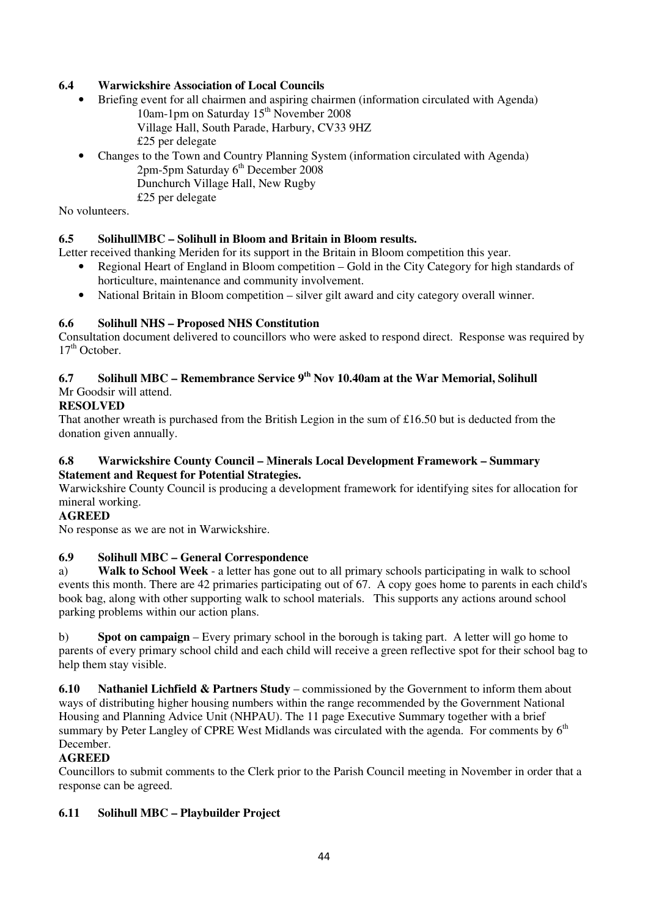### 6.4 Warwickshire Association of Local Councils

- Briefing event for all chairmen and aspiring chairmen (information circulated with Agenda)
  10am-1pm on Saturday 15th November 2008
  Village Hall, South Parade, Harbury, CV33 9HZ
  £25 per delegate
- Changes to the Town and Country Planning System (information circulated with Agenda)
  2pm-5pm Saturday 6th December 2008
  Dunchurch Village Hall, New Rugby
  £25 per delegate

No volunteers.

### 6.5 SolihullMBC – Solihull in Bloom and Britain in Bloom results.

Letter received thanking Meriden for its support in the Britain in Bloom competition this year.

- Regional Heart of England in Bloom competition – Gold in the City Category for high standards of horticulture, maintenance and community involvement.
- National Britain in Bloom competition – silver gilt award and city category overall winner.

### 6.6 Solihull NHS – Proposed NHS Constitution

Consultation document delivered to councillors who were asked to respond direct. Response was required by 17th October.

### 6.7 Solihull MBC – Remembrance Service 9th Nov 10.40am at the War Memorial, Solihull

Mr Goodsir will attend.

**RESOLVED**

That another wreath is purchased from the British Legion in the sum of £16.50 but is deducted from the donation given annually.

### 6.8 Warwickshire County Council – Minerals Local Development Framework – Summary Statement and Request for Potential Strategies.

Warwickshire County Council is producing a development framework for identifying sites for allocation for mineral working.

**AGREED**

No response as we are not in Warwickshire.

### 6.9 Solihull MBC – General Correspondence

a) **Walk to School Week** - a letter has gone out to all primary schools participating in walk to school events this month. There are 42 primaries participating out of 67. A copy goes home to parents in each child's book bag, along with other supporting walk to school materials. This supports any actions around school parking problems within our action plans.

b) **Spot on campaign** – Every primary school in the borough is taking part. A letter will go home to parents of every primary school child and each child will receive a green reflective spot for their school bag to help them stay visible.

**6.10 Nathaniel Lichfield & Partners Study** – commissioned by the Government to inform them about ways of distributing higher housing numbers within the range recommended by the Government National Housing and Planning Advice Unit (NHPAU). The 11 page Executive Summary together with a brief summary by Peter Langley of CPRE West Midlands was circulated with the agenda. For comments by 6th December.

**AGREED**

Councillors to submit comments to the Clerk prior to the Parish Council meeting in November in order that a response can be agreed.

### 6.11 Solihull MBC – Playbuilder Project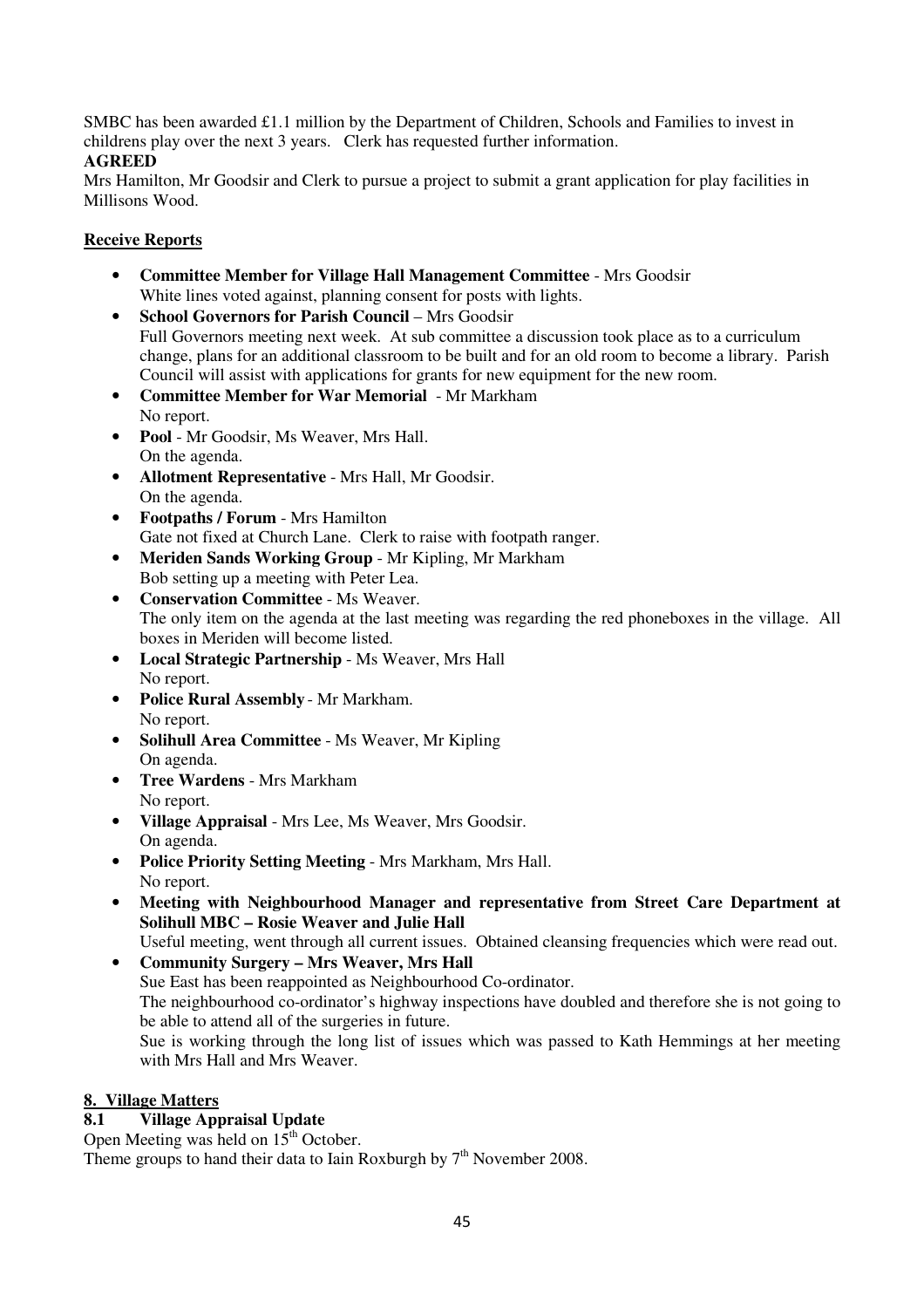SMBC has been awarded £1.1 million by the Department of Children, Schools and Families to invest in childrens play over the next 3 years. Clerk has requested further information.

**AGREED**

Mrs Hamilton, Mr Goodsir and Clerk to pursue a project to submit a grant application for play facilities in Millisons Wood.

**Receive Reports**

- **Committee Member for Village Hall Management Committee** - Mrs Goodsir
  White lines voted against, planning consent for posts with lights.
- **School Governors for Parish Council** – Mrs Goodsir
  Full Governors meeting next week. At sub committee a discussion took place as to a curriculum change, plans for an additional classroom to be built and for an old room to become a library. Parish Council will assist with applications for grants for new equipment for the new room.
- **Committee Member for War Memorial** - Mr Markham
  No report.
- **Pool** - Mr Goodsir, Ms Weaver, Mrs Hall.
  On the agenda.
- **Allotment Representative** - Mrs Hall, Mr Goodsir.
  On the agenda.
- **Footpaths / Forum** - Mrs Hamilton
  Gate not fixed at Church Lane. Clerk to raise with footpath ranger.
- **Meriden Sands Working Group** - Mr Kipling, Mr Markham
  Bob setting up a meeting with Peter Lea.
- **Conservation Committee** - Ms Weaver.
  The only item on the agenda at the last meeting was regarding the red phoneboxes in the village. All boxes in Meriden will become listed.
- **Local Strategic Partnership** - Ms Weaver, Mrs Hall
  No report.
- **Police Rural Assembly** - Mr Markham.
  No report.
- **Solihull Area Committee** - Ms Weaver, Mr Kipling
  On agenda.
- **Tree Wardens** - Mrs Markham
  No report.
- **Village Appraisal** - Mrs Lee, Ms Weaver, Mrs Goodsir.
  On agenda.
- **Police Priority Setting Meeting** - Mrs Markham, Mrs Hall.
  No report.
- **Meeting with Neighbourhood Manager and representative from Street Care Department at Solihull MBC – Rosie Weaver and Julie Hall**
  Useful meeting, went through all current issues. Obtained cleansing frequencies which were read out.
- **Community Surgery – Mrs Weaver, Mrs Hall**
  Sue East has been reappointed as Neighbourhood Co-ordinator.
  The neighbourhood co-ordinator's highway inspections have doubled and therefore she is not going to be able to attend all of the surgeries in future.
  Sue is working through the long list of issues which was passed to Kath Hemmings at her meeting with Mrs Hall and Mrs Weaver.

## 8. Village Matters

### 8.1 Village Appraisal Update

Open Meeting was held on 15th October.

Theme groups to hand their data to Iain Roxburgh by 7th November 2008.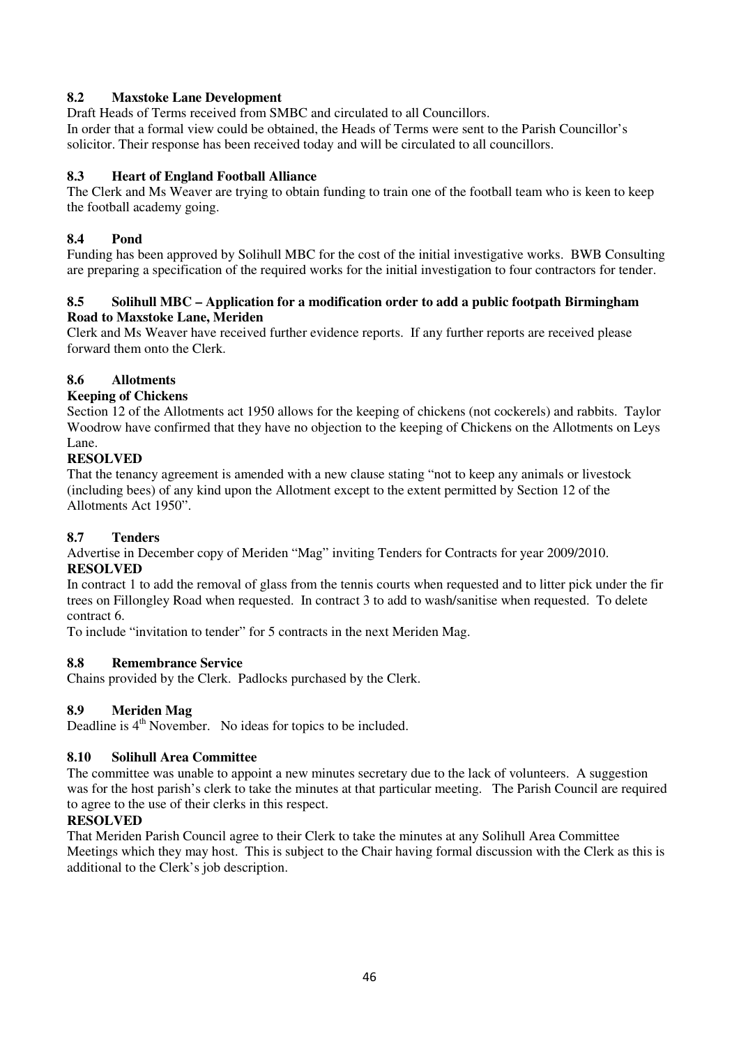### 8.2 Maxstoke Lane Development

Draft Heads of Terms received from SMBC and circulated to all Councillors.
In order that a formal view could be obtained, the Heads of Terms were sent to the Parish Councillor's solicitor. Their response has been received today and will be circulated to all councillors.

### 8.3 Heart of England Football Alliance

The Clerk and Ms Weaver are trying to obtain funding to train one of the football team who is keen to keep the football academy going.

### 8.4 Pond

Funding has been approved by Solihull MBC for the cost of the initial investigative works. BWB Consulting are preparing a specification of the required works for the initial investigation to four contractors for tender.

### 8.5 Solihull MBC – Application for a modification order to add a public footpath Birmingham Road to Maxstoke Lane, Meriden

Clerk and Ms Weaver have received further evidence reports. If any further reports are received please forward them onto the Clerk.

### 8.6 Allotments

**Keeping of Chickens**

Section 12 of the Allotments act 1950 allows for the keeping of chickens (not cockerels) and rabbits. Taylor Woodrow have confirmed that they have no objection to the keeping of Chickens on the Allotments on Leys Lane.

**RESOLVED**

That the tenancy agreement is amended with a new clause stating "not to keep any animals or livestock (including bees) of any kind upon the Allotment except to the extent permitted by Section 12 of the Allotments Act 1950".

### 8.7 Tenders

Advertise in December copy of Meriden "Mag" inviting Tenders for Contracts for year 2009/2010.

**RESOLVED**

In contract 1 to add the removal of glass from the tennis courts when requested and to litter pick under the fir trees on Fillongley Road when requested. In contract 3 to add to wash/sanitise when requested. To delete contract 6.

To include "invitation to tender" for 5 contracts in the next Meriden Mag.

### 8.8 Remembrance Service

Chains provided by the Clerk. Padlocks purchased by the Clerk.

### 8.9 Meriden Mag

Deadline is 4th November. No ideas for topics to be included.

### 8.10 Solihull Area Committee

The committee was unable to appoint a new minutes secretary due to the lack of volunteers. A suggestion was for the host parish's clerk to take the minutes at that particular meeting. The Parish Council are required to agree to the use of their clerks in this respect.

**RESOLVED**

That Meriden Parish Council agree to their Clerk to take the minutes at any Solihull Area Committee Meetings which they may host. This is subject to the Chair having formal discussion with the Clerk as this is additional to the Clerk's job description.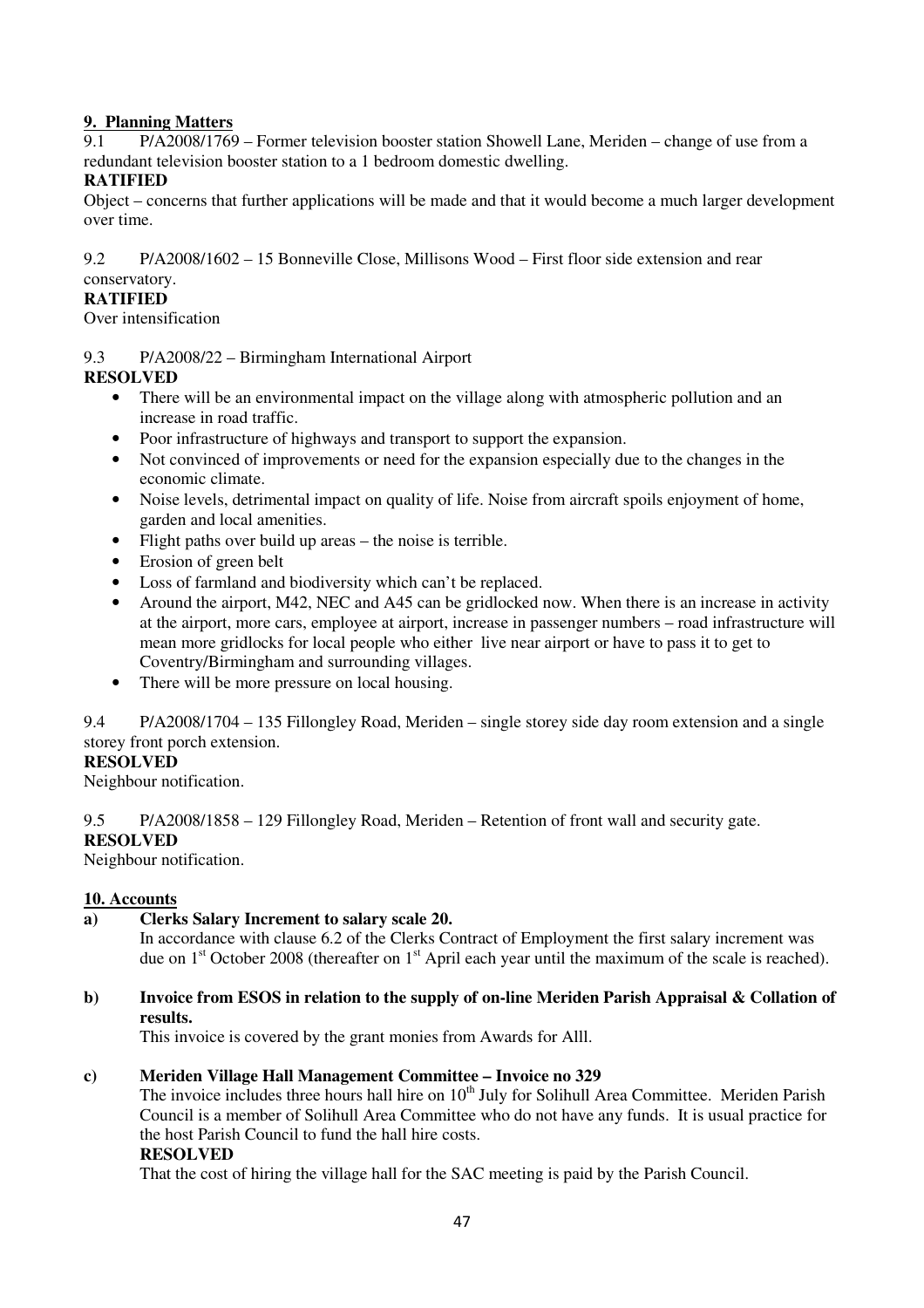## 9. Planning Matters

9.1 P/A2008/1769 – Former television booster station Showell Lane, Meriden – change of use from a redundant television booster station to a 1 bedroom domestic dwelling.

**RATIFIED**

Object – concerns that further applications will be made and that it would become a much larger development over time.

9.2 P/A2008/1602 – 15 Bonneville Close, Millisons Wood – First floor side extension and rear conservatory.

**RATIFIED**

Over intensification

9.3 P/A2008/22 – Birmingham International Airport

**RESOLVED**

- There will be an environmental impact on the village along with atmospheric pollution and an increase in road traffic.
- Poor infrastructure of highways and transport to support the expansion.
- Not convinced of improvements or need for the expansion especially due to the changes in the economic climate.
- Noise levels, detrimental impact on quality of life. Noise from aircraft spoils enjoyment of home, garden and local amenities.
- Flight paths over build up areas – the noise is terrible.
- Erosion of green belt
- Loss of farmland and biodiversity which can't be replaced.
- Around the airport, M42, NEC and A45 can be gridlocked now. When there is an increase in activity at the airport, more cars, employee at airport, increase in passenger numbers – road infrastructure will mean more gridlocks for local people who either live near airport or have to pass it to get to Coventry/Birmingham and surrounding villages.
- There will be more pressure on local housing.

9.4 P/A2008/1704 – 135 Fillongley Road, Meriden – single storey side day room extension and a single storey front porch extension.

**RESOLVED**

Neighbour notification.

9.5 P/A2008/1858 – 129 Fillongley Road, Meriden – Retention of front wall and security gate.

**RESOLVED**

Neighbour notification.

## 10. Accounts

**a) Clerks Salary Increment to salary scale 20.**

In accordance with clause 6.2 of the Clerks Contract of Employment the first salary increment was due on 1st October 2008 (thereafter on 1st April each year until the maximum of the scale is reached).

**b) Invoice from ESOS in relation to the supply of on-line Meriden Parish Appraisal & Collation of results.**

This invoice is covered by the grant monies from Awards for Alll.

**c) Meriden Village Hall Management Committee – Invoice no 329**

The invoice includes three hours hall hire on 10th July for Solihull Area Committee. Meriden Parish Council is a member of Solihull Area Committee who do not have any funds. It is usual practice for the host Parish Council to fund the hall hire costs.

**RESOLVED**

That the cost of hiring the village hall for the SAC meeting is paid by the Parish Council.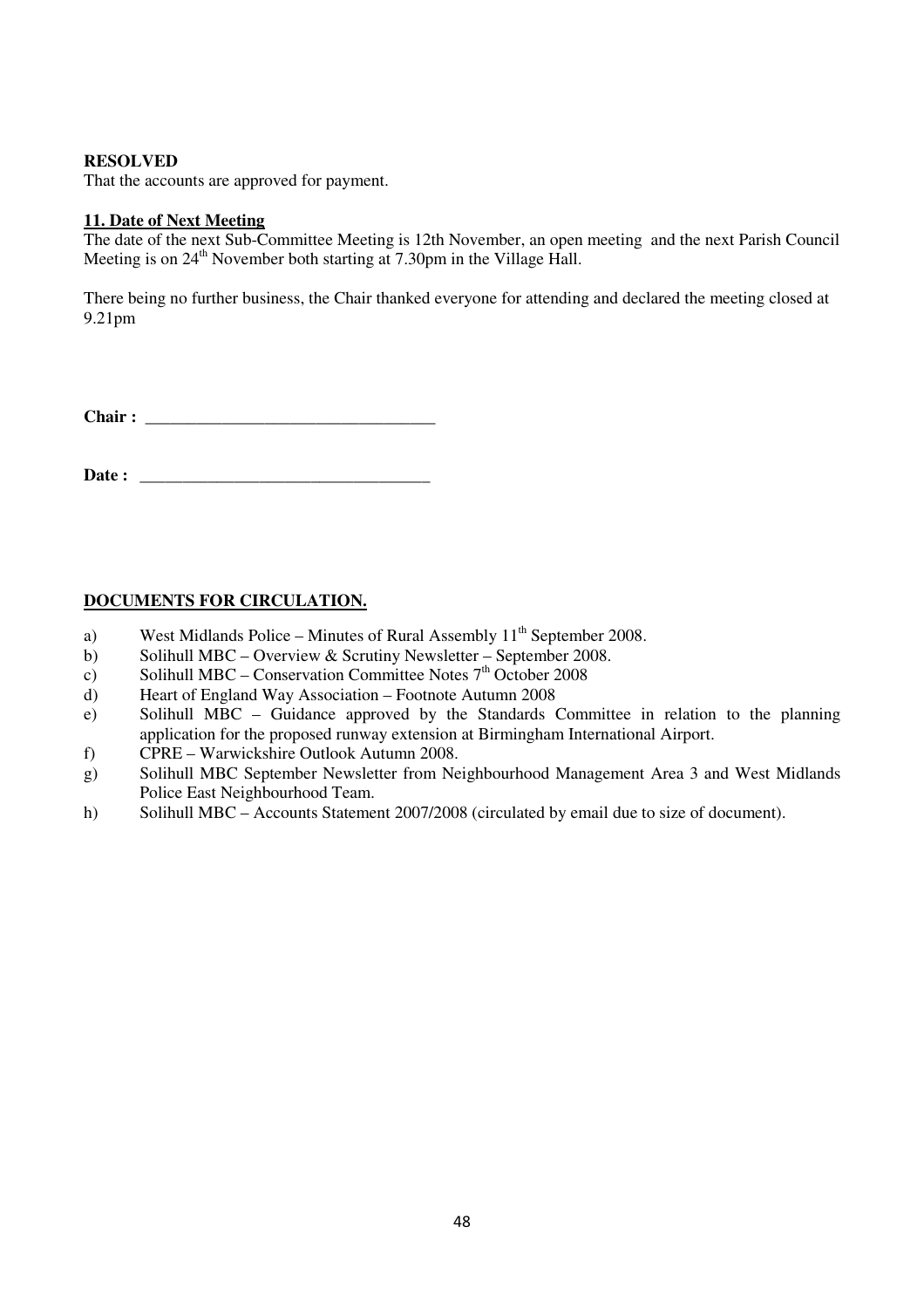**RESOLVED**
That the accounts are approved for payment.

**11. Date of Next Meeting**

The date of the next Sub-Committee Meeting is 12th November, an open meeting and the next Parish Council Meeting is on 24th November both starting at 7.30pm in the Village Hall.

There being no further business, the Chair thanked everyone for attending and declared the meeting closed at 9.21pm

**Chair :** ___________________________________

**Date :** ___________________________________

**DOCUMENTS FOR CIRCULATION.**

a) West Midlands Police – Minutes of Rural Assembly 11th September 2008.
b) Solihull MBC – Overview & Scrutiny Newsletter – September 2008.
c) Solihull MBC – Conservation Committee Notes 7th October 2008
d) Heart of England Way Association – Footnote Autumn 2008
e) Solihull MBC – Guidance approved by the Standards Committee in relation to the planning application for the proposed runway extension at Birmingham International Airport.
f) CPRE – Warwickshire Outlook Autumn 2008.
g) Solihull MBC September Newsletter from Neighbourhood Management Area 3 and West Midlands Police East Neighbourhood Team.
h) Solihull MBC – Accounts Statement 2007/2008 (circulated by email due to size of document).